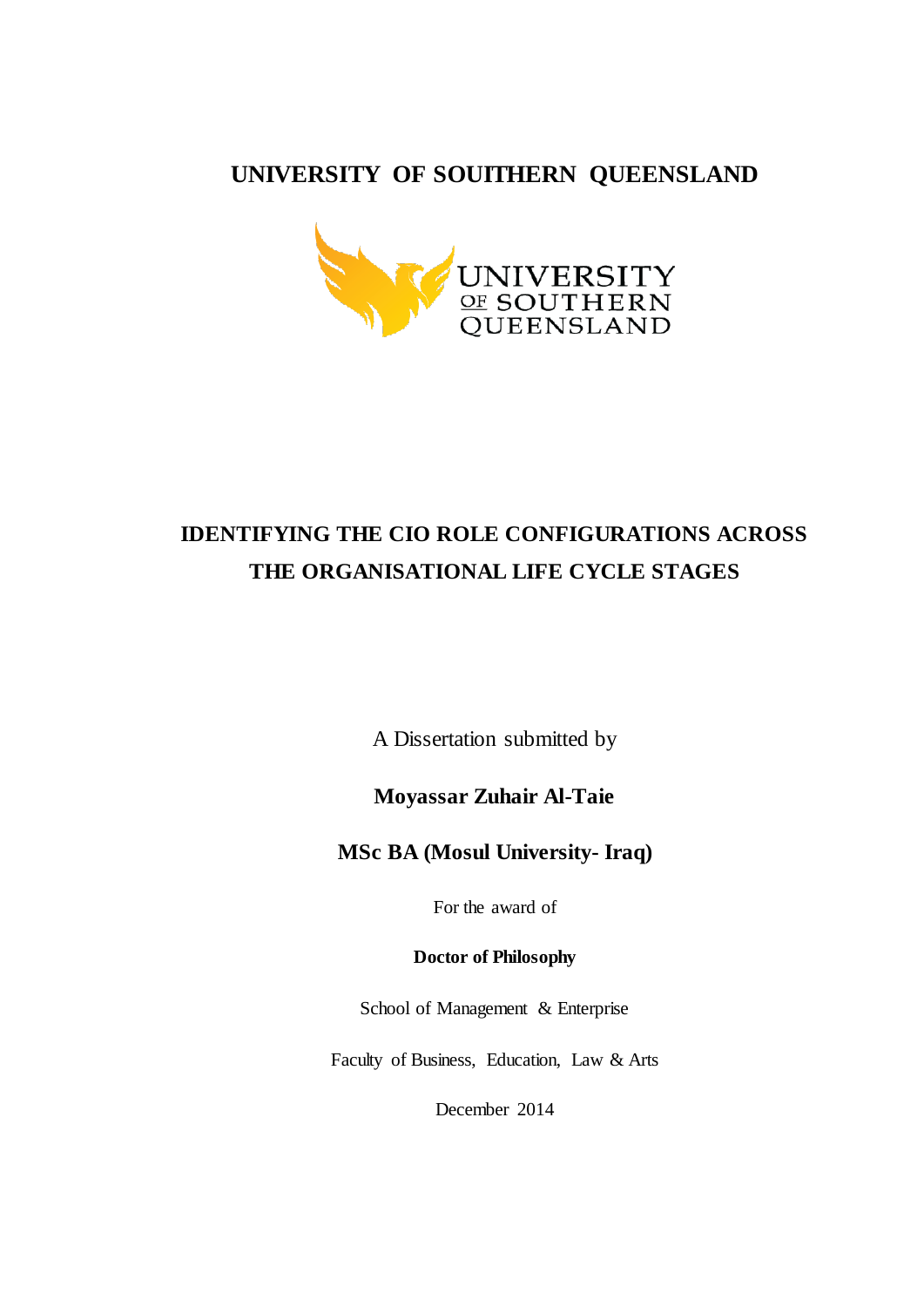**UNIVERSITY OF SOUTHERN QUEENSLAND**

# IDENTIFYING THE CIO ROLE CONFIGURATIONS ACROSS THE ORGANISATIONAL LIFE CYCLE STAGES

A Dissertation submitted by

**Moyassar Zuhair Al-Taie**

**MSc BA (Mosul University- Iraq)**

For the award of

**Doctor of Philosophy**

School of Management & Enterprise

Faculty of Business, Education, Law & Arts

December 2014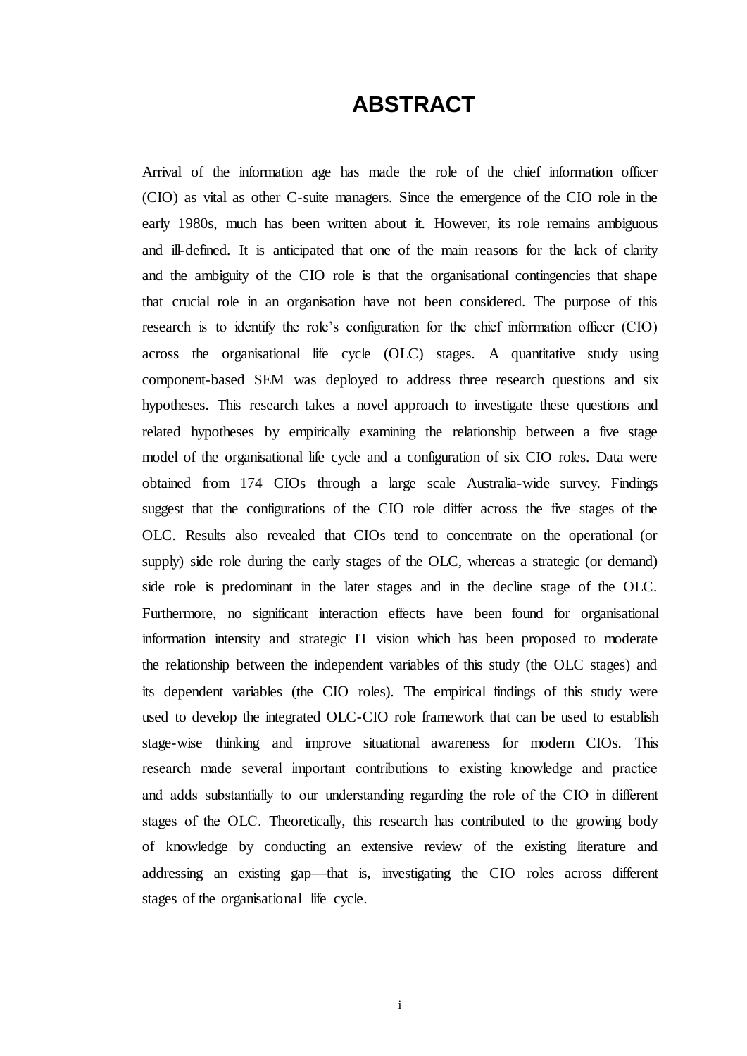# ABSTRACT

Arrival of the information age has made the role of the chief information officer (CIO) as vital as other C-suite managers. Since the emergence of the CIO role in the early 1980s, much has been written about it. However, its role remains ambiguous and ill-defined. It is anticipated that one of the main reasons for the lack of clarity and the ambiguity of the CIO role is that the organisational contingencies that shape that crucial role in an organisation have not been considered. The purpose of this research is to identify the role's configuration for the chief information officer (CIO) across the organisational life cycle (OLC) stages. A quantitative study using component-based SEM was deployed to address three research questions and six hypotheses. This research takes a novel approach to investigate these questions and related hypotheses by empirically examining the relationship between a five stage model of the organisational life cycle and a configuration of six CIO roles. Data were obtained from 174 CIOs through a large scale Australia-wide survey. Findings suggest that the configurations of the CIO role differ across the five stages of the OLC. Results also revealed that CIOs tend to concentrate on the operational (or supply) side role during the early stages of the OLC, whereas a strategic (or demand) side role is predominant in the later stages and in the decline stage of the OLC. Furthermore, no significant interaction effects have been found for organisational information intensity and strategic IT vision which has been proposed to moderate the relationship between the independent variables of this study (the OLC stages) and its dependent variables (the CIO roles). The empirical findings of this study were used to develop the integrated OLC-CIO role framework that can be used to establish stage-wise thinking and improve situational awareness for modern CIOs. This research made several important contributions to existing knowledge and practice and adds substantially to our understanding regarding the role of the CIO in different stages of the OLC. Theoretically, this research has contributed to the growing body of knowledge by conducting an extensive review of the existing literature and addressing an existing gap—that is, investigating the CIO roles across different stages of the organisational life cycle.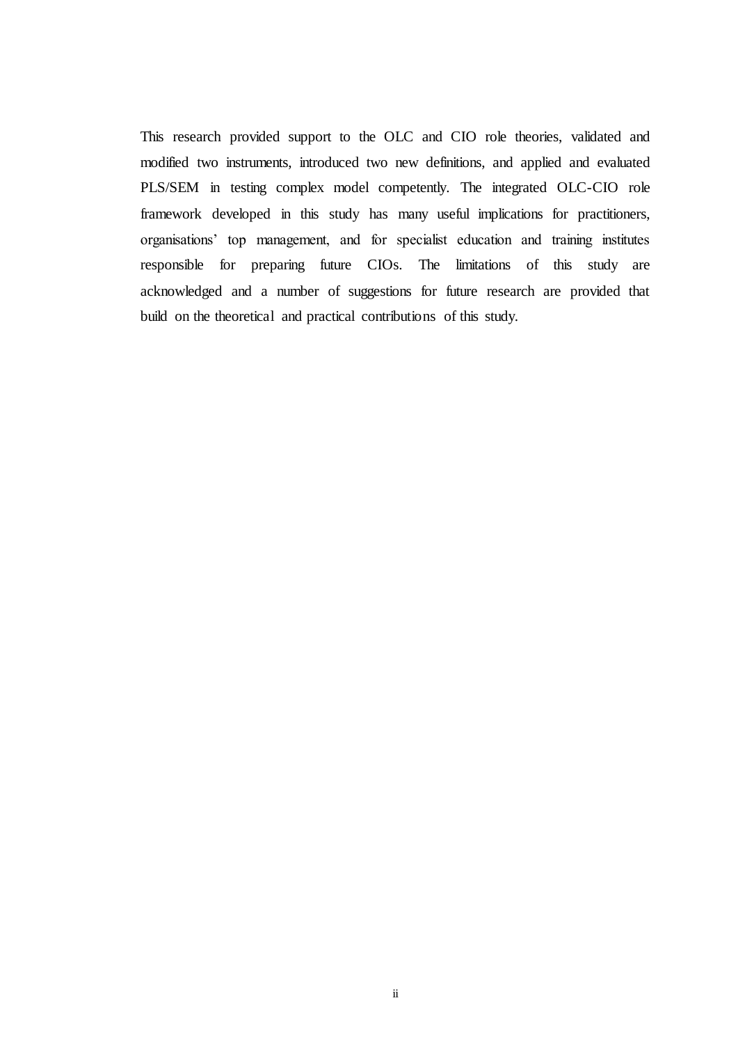This research provided support to the OLC and CIO role theories, validated and modified two instruments, introduced two new definitions, and applied and evaluated PLS/SEM in testing complex model competently. The integrated OLC-CIO role framework developed in this study has many useful implications for practitioners, organisations' top management, and for specialist education and training institutes responsible for preparing future CIOs. The limitations of this study are acknowledged and a number of suggestions for future research are provided that build on the theoretical and practical contributions of this study.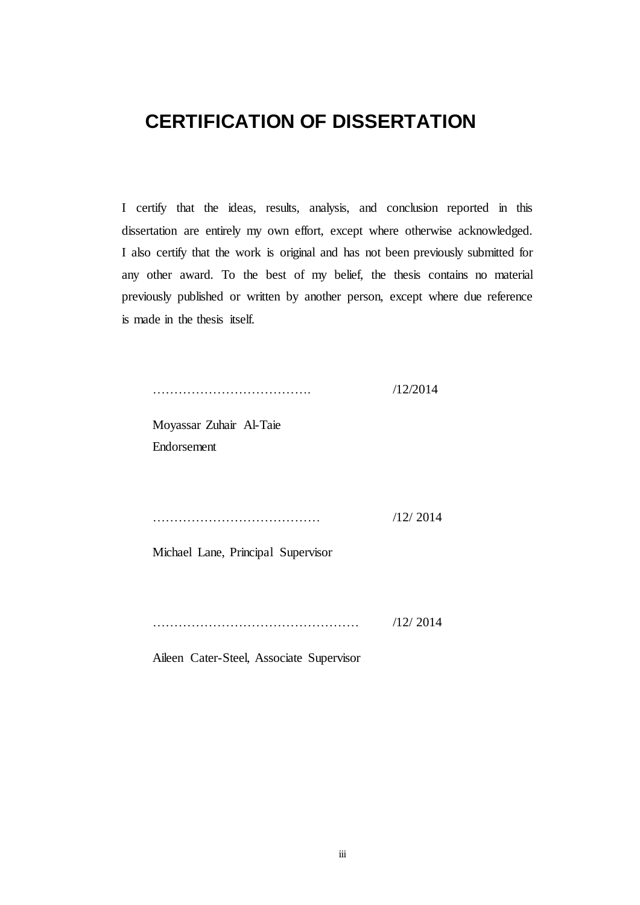# CERTIFICATION OF DISSERTATION

I certify that the ideas, results, analysis, and conclusion reported in this dissertation are entirely my own effort, except where otherwise acknowledged. I also certify that the work is original and has not been previously submitted for any other award. To the best of my belief, the thesis contains no material previously published or written by another person, except where due reference is made in the thesis itself.

………………………………. /12/2014

Moyassar Zuhair Al-Taie

Endorsement

………………………………… /12/ 2014

Michael Lane, Principal Supervisor

………………………………………… /12/ 2014

Aileen Cater-Steel, Associate Supervisor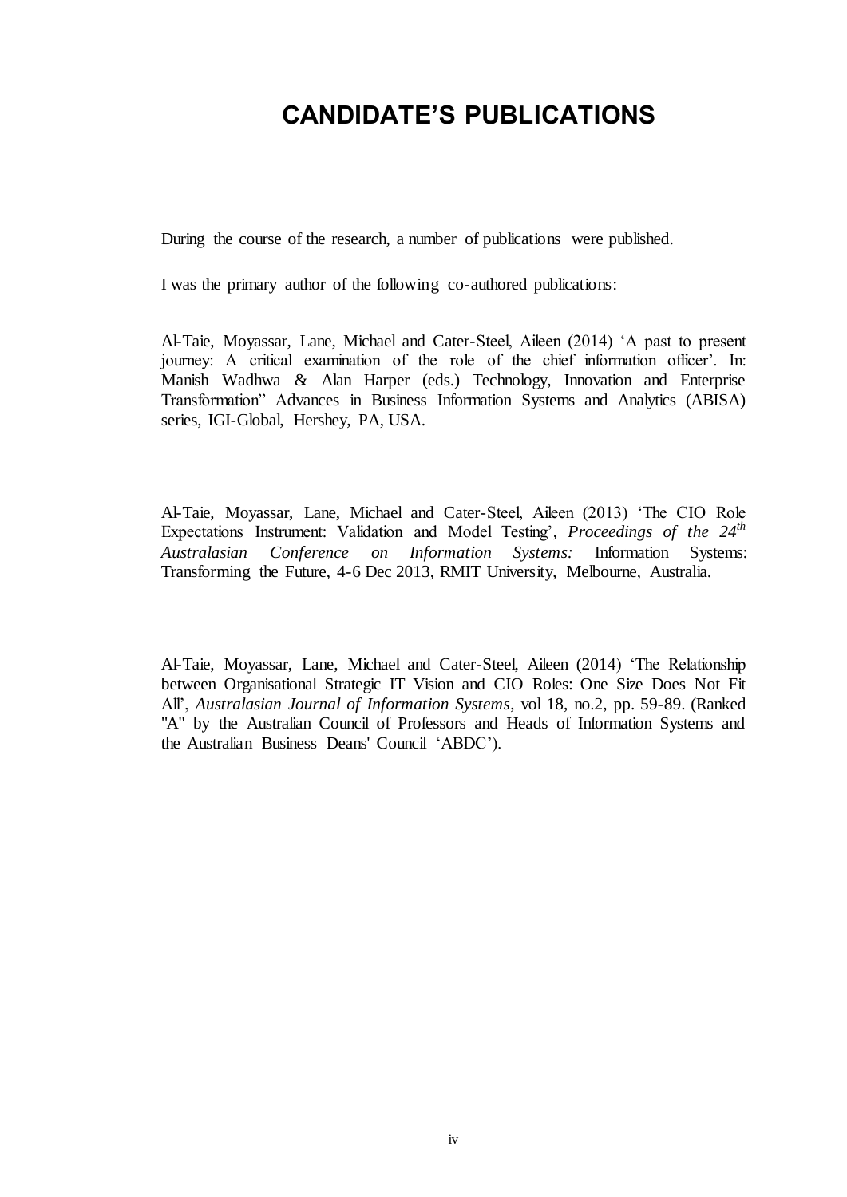# CANDIDATE'S PUBLICATIONS

During the course of the research, a number of publications were published.

I was the primary author of the following co-authored publications:

Al-Taie, Moyassar, Lane, Michael and Cater-Steel, Aileen (2014) 'A past to present journey: A critical examination of the role of the chief information officer'. In: Manish Wadhwa & Alan Harper (eds.) Technology, Innovation and Enterprise Transformation" Advances in Business Information Systems and Analytics (ABISA) series, IGI-Global, Hershey, PA, USA.

Al-Taie, Moyassar, Lane, Michael and Cater-Steel, Aileen (2013) 'The CIO Role Expectations Instrument: Validation and Model Testing', *Proceedings of the 24th Australasian Conference on Information Systems:* Information Systems: Transforming the Future, 4-6 Dec 2013, RMIT University, Melbourne, Australia.

Al-Taie, Moyassar, Lane, Michael and Cater-Steel, Aileen (2014) 'The Relationship between Organisational Strategic IT Vision and CIO Roles: One Size Does Not Fit All', *Australasian Journal of Information Systems*, vol 18, no.2, pp. 59-89. (Ranked "A" by the Australian Council of Professors and Heads of Information Systems and the Australian Business Deans' Council 'ABDC').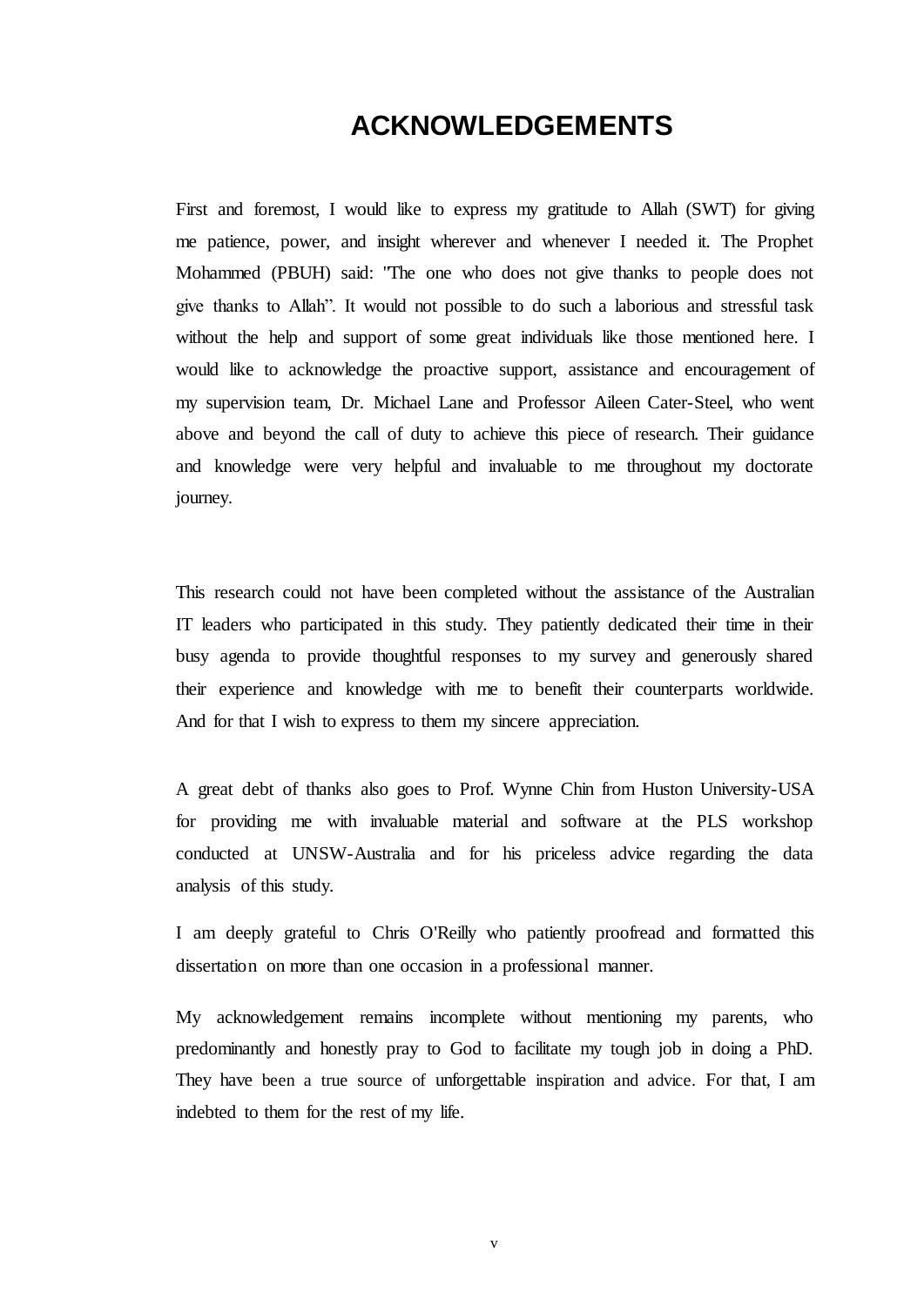# ACKNOWLEDGEMENTS

First and foremost, I would like to express my gratitude to Allah (SWT) for giving me patience, power, and insight wherever and whenever I needed it. The Prophet Mohammed (PBUH) said: "The one who does not give thanks to people does not give thanks to Allah". It would not possible to do such a laborious and stressful task without the help and support of some great individuals like those mentioned here. I would like to acknowledge the proactive support, assistance and encouragement of my supervision team, Dr. Michael Lane and Professor Aileen Cater-Steel, who went above and beyond the call of duty to achieve this piece of research. Their guidance and knowledge were very helpful and invaluable to me throughout my doctorate journey.

This research could not have been completed without the assistance of the Australian IT leaders who participated in this study. They patiently dedicated their time in their busy agenda to provide thoughtful responses to my survey and generously shared their experience and knowledge with me to benefit their counterparts worldwide. And for that I wish to express to them my sincere appreciation.

A great debt of thanks also goes to Prof. Wynne Chin from Huston University-USA for providing me with invaluable material and software at the PLS workshop conducted at UNSW-Australia and for his priceless advice regarding the data analysis of this study.

I am deeply grateful to Chris O'Reilly who patiently proofread and formatted this dissertation on more than one occasion in a professional manner.

My acknowledgement remains incomplete without mentioning my parents, who predominantly and honestly pray to God to facilitate my tough job in doing a PhD. They have been a true source of unforgettable inspiration and advice. For that, I am indebted to them for the rest of my life.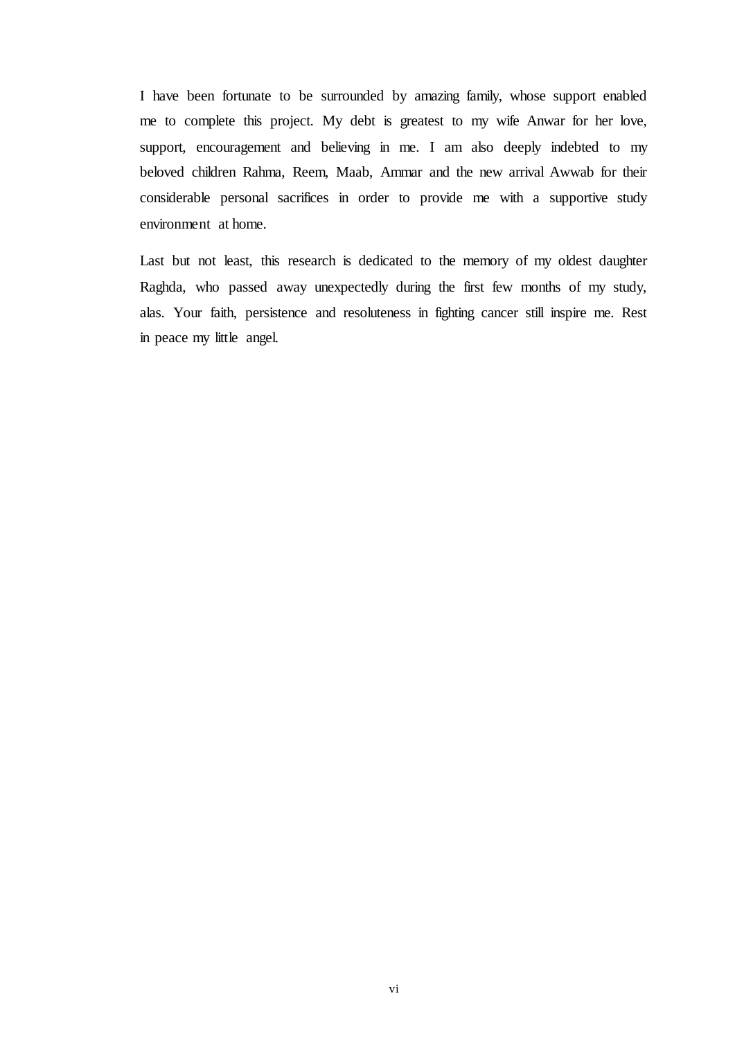I have been fortunate to be surrounded by amazing family, whose support enabled me to complete this project. My debt is greatest to my wife Anwar for her love, support, encouragement and believing in me. I am also deeply indebted to my beloved children Rahma, Reem, Maab, Ammar and the new arrival Awwab for their considerable personal sacrifices in order to provide me with a supportive study environment at home.

Last but not least, this research is dedicated to the memory of my oldest daughter Raghda, who passed away unexpectedly during the first few months of my study, alas. Your faith, persistence and resoluteness in fighting cancer still inspire me. Rest in peace my little angel.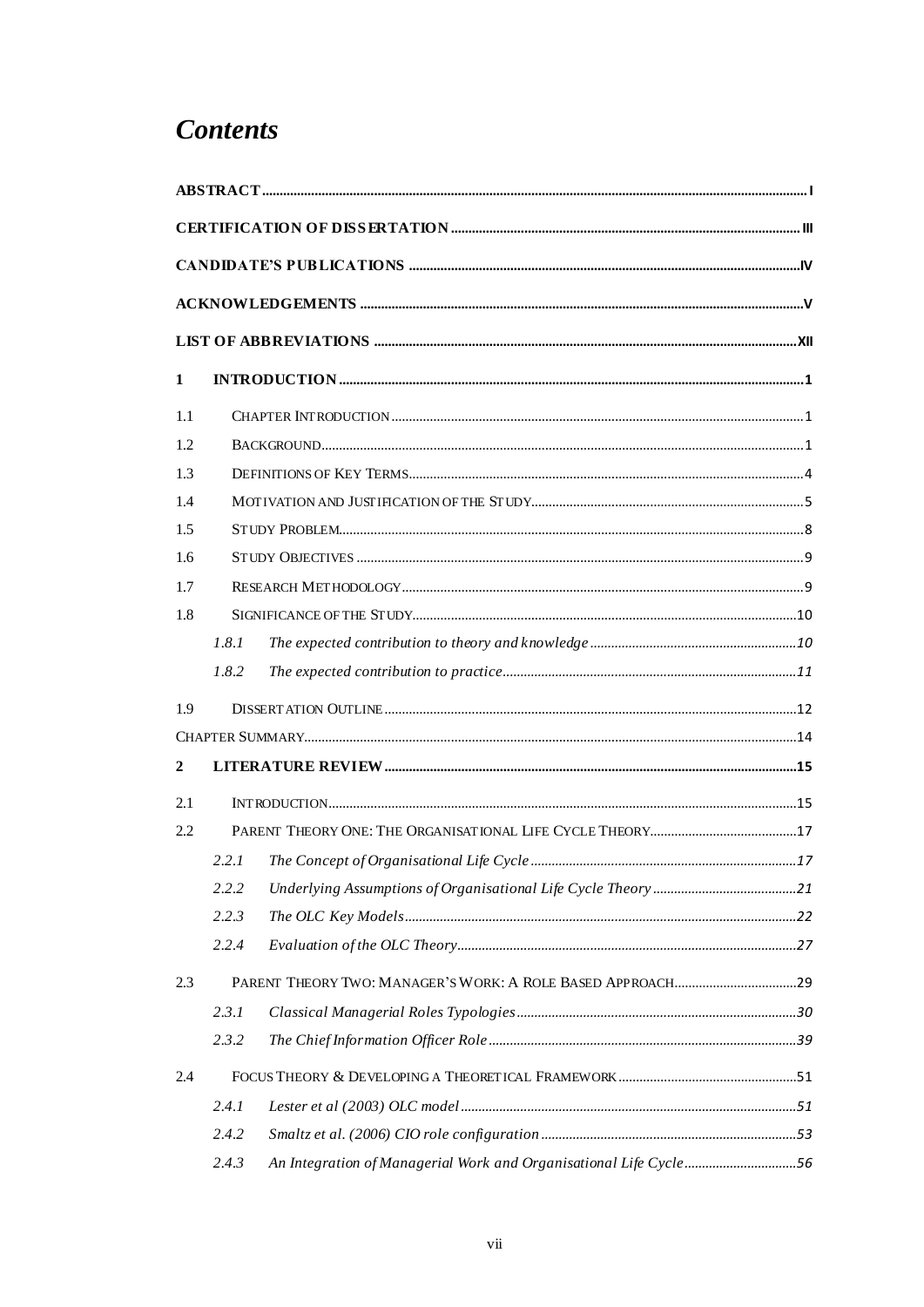# *Contents*

**ABSTRACT** .......... I

**CERTIFICATION OF DISSERTATION** .......... III

**CANDIDATE'S PUBLICATIONS** .......... IV

**ACKNOWLEDGEMENTS** .......... V

**LIST OF ABBREVIATIONS** .......... XII

**1 INTRODUCTION** .......... 1

1.1 CHAPTER INTRODUCTION .......... 1

1.2 BACKGROUND .......... 1

1.3 DEFINITIONS OF KEY TERMS .......... 4

1.4 MOTIVATION AND JUSTIFICATION OF THE STUDY .......... 5

1.5 STUDY PROBLEM .......... 8

1.6 STUDY OBJECTIVES .......... 9

1.7 RESEARCH METHODOLOGY .......... 9

1.8 SIGNIFICANCE OF THE STUDY .......... 10

*1.8.1 The expected contribution to theory and knowledge* .......... 10

*1.8.2 The expected contribution to practice* .......... 11

1.9 DISSERTATION OUTLINE .......... 12

CHAPTER SUMMARY .......... 14

**2 LITERATURE REVIEW** .......... 15

2.1 INTRODUCTION .......... 15

2.2 PARENT THEORY ONE: THE ORGANISATIONAL LIFE CYCLE THEORY .......... 17

*2.2.1 The Concept of Organisational Life Cycle* .......... 17

*2.2.2 Underlying Assumptions of Organisational Life Cycle Theory* .......... 21

*2.2.3 The OLC Key Models* .......... 22

*2.2.4 Evaluation of the OLC Theory* .......... 27

2.3 PARENT THEORY TWO: MANAGER'S WORK: A ROLE BASED APPROACH .......... 29

*2.3.1 Classical Managerial Roles Typologies* .......... 30

*2.3.2 The Chief Information Officer Role* .......... 39

2.4 FOCUS THEORY & DEVELOPING A THEORETICAL FRAMEWORK .......... 51

*2.4.1 Lester et al (2003) OLC model* .......... 51

*2.4.2 Smaltz et. al. (2006) CIO role configuration* .......... 53

*2.4.3 An Integration of Managerial Work and Organisational Life Cycle* .......... 56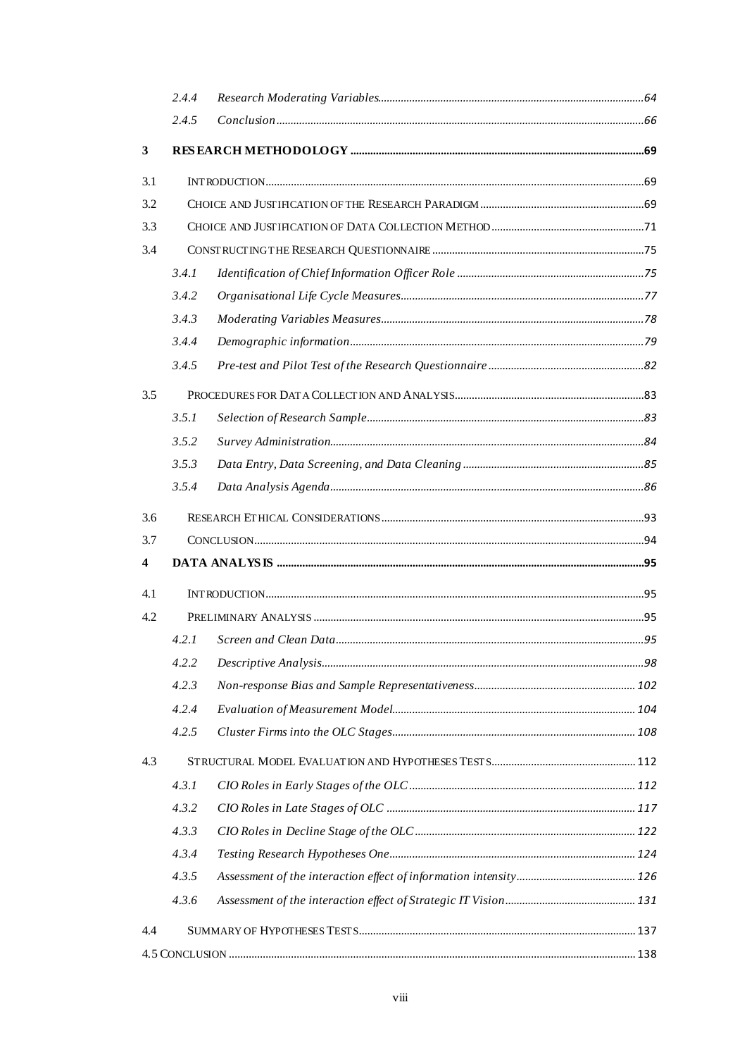2.4.4 *Research Moderating Variables* ........ 64

2.4.5 *Conclusion* ........ 66

**3 RESEARCH METHODOLOGY** ........ 69

3.1 INTRODUCTION ........ 69

3.2 CHOICE AND JUSTIFICATION OF THE RESEARCH PARADIGM ........ 69

3.3 CHOICE AND JUSTIFICATION OF DATA COLLECTION METHOD ........ 71

3.4 CONSTRUCTING THE RESEARCH QUESTIONNAIRE ........ 75

3.4.1 *Identification of Chief Information Officer Role* ........ 75

3.4.2 *Organisational Life Cycle Measures* ........ 77

3.4.3 *Moderating Variables Measures* ........ 78

3.4.4 *Demographic information* ........ 79

3.4.5 *Pre-test and Pilot Test of the Research Questionnaire* ........ 82

3.5 PROCEDURES FOR DATA COLLECTION AND ANALYSIS ........ 83

3.5.1 *Selection of Research Sample* ........ 83

3.5.2 *Survey Administration* ........ 84

3.5.3 *Data Entry, Data Screening, and Data Cleaning* ........ 85

3.5.4 *Data Analysis Agenda* ........ 86

3.6 RESEARCH ETHICAL CONSIDERATIONS ........ 93

3.7 CONCLUSION ........ 94

**4 DATA ANALYSIS** ........ 95

4.1 INTRODUCTION ........ 95

4.2 PRELIMINARY ANALYSIS ........ 95

4.2.1 *Screen and Clean Data* ........ 95

4.2.2 *Descriptive Analysis* ........ 98

4.2.3 *Non-response Bias and Sample Representativeness* ........ 102

4.2.4 *Evaluation of Measurement Model* ........ 104

4.2.5 *Cluster Firms into the OLC Stages* ........ 108

4.3 STRUCTURAL MODEL EVALUATION AND HYPOTHESES TESTS ........ 112

4.3.1 *CIO Roles in Early Stages of the OLC* ........ 112

4.3.2 *CIO Roles in Late Stages of OLC* ........ 117

4.3.3 *CIO Roles in Decline Stage of the OLC* ........ 122

4.3.4 *Testing Research Hypotheses One* ........ 124

4.3.5 *Assessment of the interaction effect of information intensity* ........ 126

4.3.6 *Assessment of the interaction effect of Strategic IT Vision* ........ 131

4.4 SUMMARY OF HYPOTHESES TESTS ........ 137

4.5 CONCLUSION ........ 138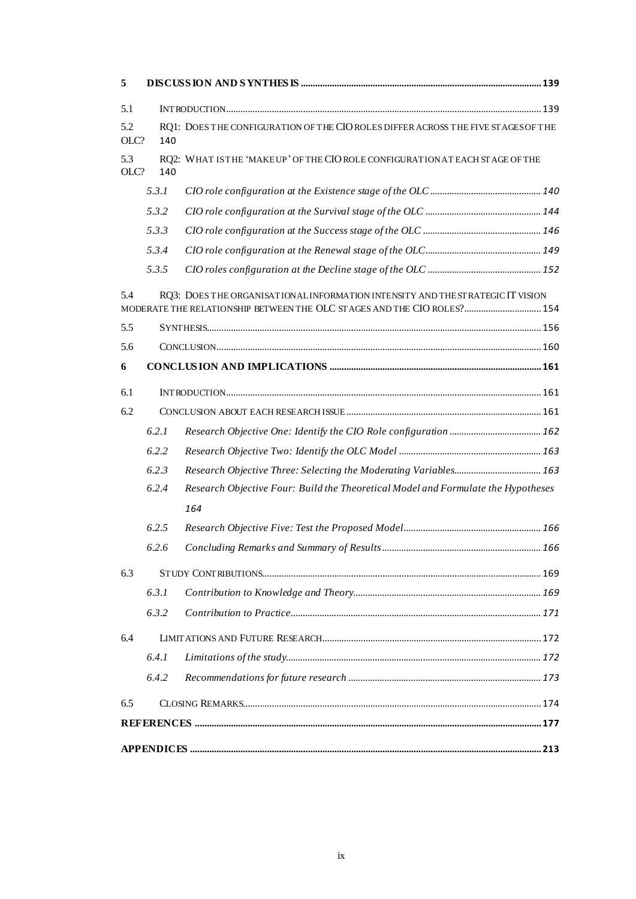**5 DISCUSSION AND SYNTHESIS ..................................................................................................... 139**

5.1 INTRODUCTION ................................................................................................................................... 139

5.2 RQ1: DOES THE CONFIGURATION OF THE CIO ROLES DIFFER ACROSS THE FIVE STAGES OF THE OLC? 140

5.3 RQ2: WHAT IS THE 'MAKE UP' OF THE CIO ROLE CONFIGURATION AT EACH STAGE OF THE OLC? 140

*5.3.1 CIO role configuration at the Existence stage of the OLC ............................................. 140*

*5.3.2 CIO role configuration at the Survival stage of the OLC ............................................... 144*

*5.3.3 CIO role configuration at the Success stage of the OLC ................................................ 146*

*5.3.4 CIO role configuration at the Renewal stage of the OLC ............................................... 149*

*5.3.5 CIO roles configuration at the Decline stage of the OLC .............................................. 152*

5.4 RQ3: DOES THE ORGANISATIONAL INFORMATION INTENSITY AND THE STRATEGIC IT VISION MODERATE THE RELATIONSHIP BETWEEN THE OLC STAGES AND THE CIO ROLES? ................................ 154

5.5 SYNTHESIS ........................................................................................................................................... 156

5.6 CONCLUSION ....................................................................................................................................... 160

**6 CONCLUSION AND IMPLICATIONS .......................................................................................... 161**

6.1 INTRODUCTION ................................................................................................................................... 161

6.2 CONCLUSION ABOUT EACH RESEARCH ISSUE ................................................................................... 161

*6.2.1 Research Objective One: Identify the CIO Role configuration ..................................... 162*

*6.2.2 Research Objective Two: Identify the OLC Model ......................................................... 163*

*6.2.3 Research Objective Three: Selecting the Moderating Variables ................................... 163*

*6.2.4 Research Objective Four: Build the Theoretical Model and Formulate the Hypotheses 164*

*6.2.5 Research Objective Five: Test the Proposed Model ....................................................... 166*

*6.2.6 Concluding Remarks and Summary of Results ............................................................... 166*

6.3 STUDY CONTRIBUTIONS ..................................................................................................................... 169

*6.3.1 Contribution to Knowledge and Theory ........................................................................... 169*

*6.3.2 Contribution to Practice ..................................................................................................... 171*

6.4 LIMITATIONS AND FUTURE RESEARCH ............................................................................................. 172

*6.4.1 Limitations of the study ...................................................................................................... 172*

*6.4.2 Recommendations for future research ............................................................................. 173*

6.5 CLOSING REMARKS ............................................................................................................................. 174

**REFERENCES ............................................................................................................................................ 177**

**APPENDICES ............................................................................................................................................. 213**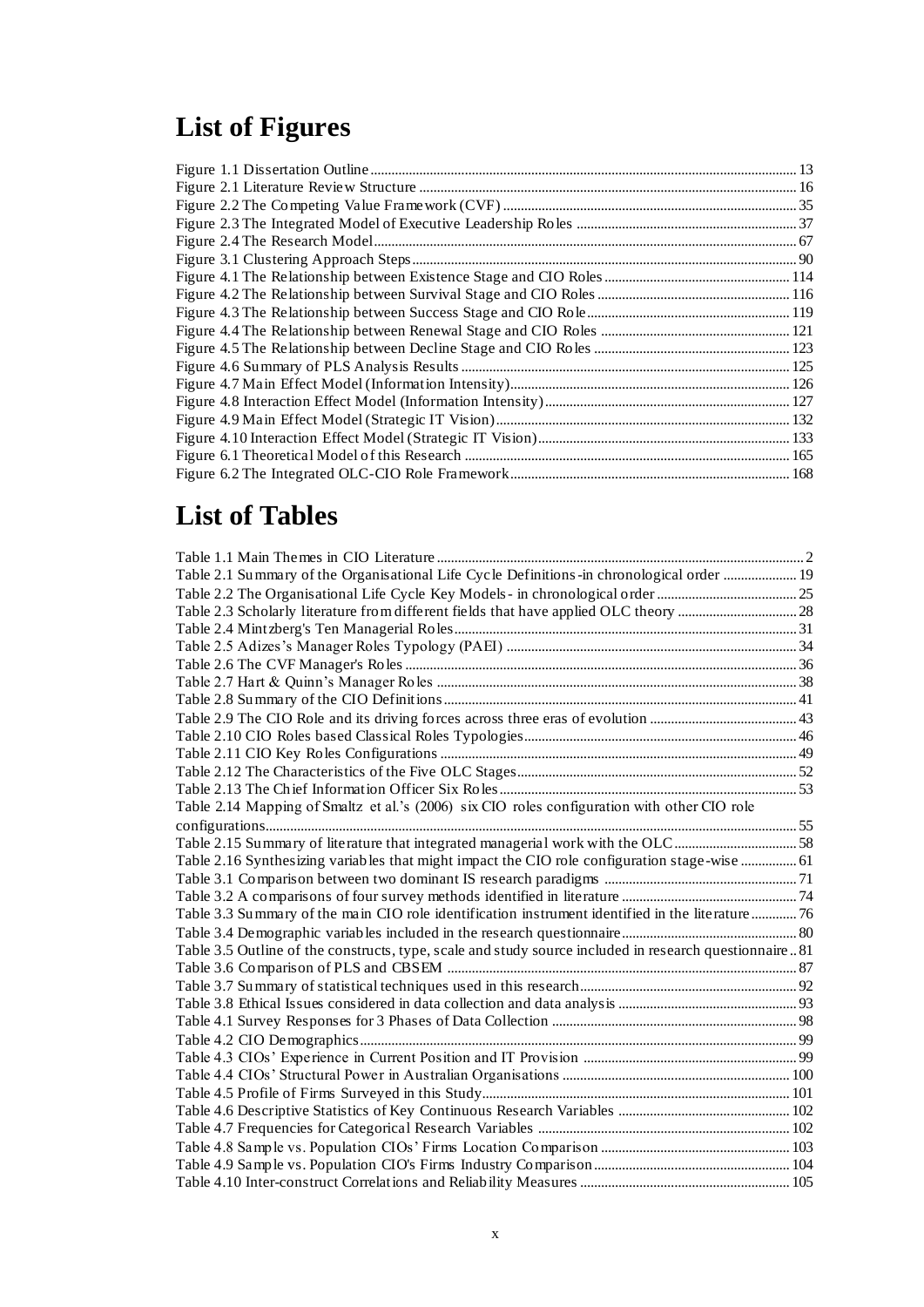# List of Figures

Figure 1.1 Dissertation Outline ........................................................................................................... 13
Figure 2.1 Literature Review Structure .............................................................................................. 16
Figure 2.2 The Competing Value Framework (CVF) ........................................................................ 35
Figure 2.3 The Integrated Model of Executive Leadership Roles ..................................................... 37
Figure 2.4 The Research Model ......................................................................................................... 67
Figure 3.1 Clustering Approach Steps ............................................................................................... 90
Figure 4.1 The Relationship between Existence Stage and CIO Roles ........................................... 114
Figure 4.2 The Relationship between Survival Stage and CIO Roles ............................................. 116
Figure 4.3 The Relationship between Success Stage and CIO Role ................................................ 119
Figure 4.4 The Relationship between Renewal Stage and CIO Roles ............................................. 121
Figure 4.5 The Relationship between Decline Stage and CIO Roles .............................................. 123
Figure 4.6 Summary of PLS Analysis Results .................................................................................. 125
Figure 4.7 Main Effect Model (Information Intensity) ..................................................................... 126
Figure 4.8 Interaction Effect Model (Information Intensity) ............................................................ 127
Figure 4.9 Main Effect Model (Strategic IT Vision) ........................................................................ 132
Figure 4.10 Interaction Effect Model (Strategic IT Vision) .............................................................. 133
Figure 6.1 Theoretical Model of this Research ................................................................................. 165
Figure 6.2 The Integrated OLC-CIO Role Framework ..................................................................... 168

# List of Tables

Table 1.1 Main Themes in CIO Literature ............................................................................................ 2
Table 2.1 Summary of the Organisational Life Cycle Definitions -in chronological order ................... 19
Table 2.2 The Organisational Life Cycle Key Models - in chronological order .................................. 25
Table 2.3 Scholarly literature from different fields that have applied OLC theory .............................. 28
Table 2.4 Mintzberg's Ten Managerial Roles ....................................................................................... 31
Table 2.5 Adizes's Manager Roles Typology (PAEI) ........................................................................... 34
Table 2.6 The CVF Manager's Roles .................................................................................................... 36
Table 2.7 Hart & Quinn's Manager Roles ............................................................................................ 38
Table 2.8 Summary of the CIO Definitions .......................................................................................... 41
Table 2.9 The CIO Role and its driving forces across three eras of evolution ..................................... 43
Table 2.10 CIO Roles based Classical Roles Typologies ..................................................................... 46
Table 2.11 CIO Key Roles Configurations ........................................................................................... 49
Table 2.12 The Characteristics of the Five OLC Stages ....................................................................... 52
Table 2.13 The Chief Information Officer Six Roles ........................................................................... 53
Table 2.14 Mapping of Smaltz et al.'s (2006) six CIO roles configuration with other CIO role configurations ......................................................................................................................................... 55
Table 2.15 Summary of literature that integrated managerial work with the OLC .............................. 58
Table 2.16 Synthesizing variables that might impact the CIO role configuration stage-wise ............... 61
Table 3.1 Comparison between two dominant IS research paradigms ................................................. 71
Table 3.2 A comparisons of four survey methods identified in literature ............................................. 74
Table 3.3 Summary of the main CIO role identification instrument identified in the literature ........... 76
Table 3.4 Demographic variables included in the research questionnaire ........................................... 80
Table 3.5 Outline of the constructs, type, scale and study source included in research questionnaire .. 81
Table 3.6 Comparison of PLS and CBSEM .......................................................................................... 87
Table 3.7 Summary of statistical techniques used in this research ....................................................... 92
Table 3.8 Ethical Issues considered in data collection and data analysis .............................................. 93
Table 4.1 Survey Responses for 3 Phases of Data Collection .............................................................. 98
Table 4.2 CIO Demographics ................................................................................................................ 99
Table 4.3 CIOs' Experience in Current Position and IT Provision ....................................................... 99
Table 4.4 CIOs' Structural Power in Australian Organisations ........................................................... 100
Table 4.5 Profile of Firms Surveyed in this Study ............................................................................... 101
Table 4.6 Descriptive Statistics of Key Continuous Research Variables ............................................ 102
Table 4.7 Frequencies for Categorical Research Variables ................................................................. 102
Table 4.8 Sample vs. Population CIOs' Firms Location Comparison ................................................. 103
Table 4.9 Sample vs. Population CIO's Firms Industry Comparison .................................................. 104
Table 4.10 Inter-construct Correlations and Reliability Measures ...................................................... 105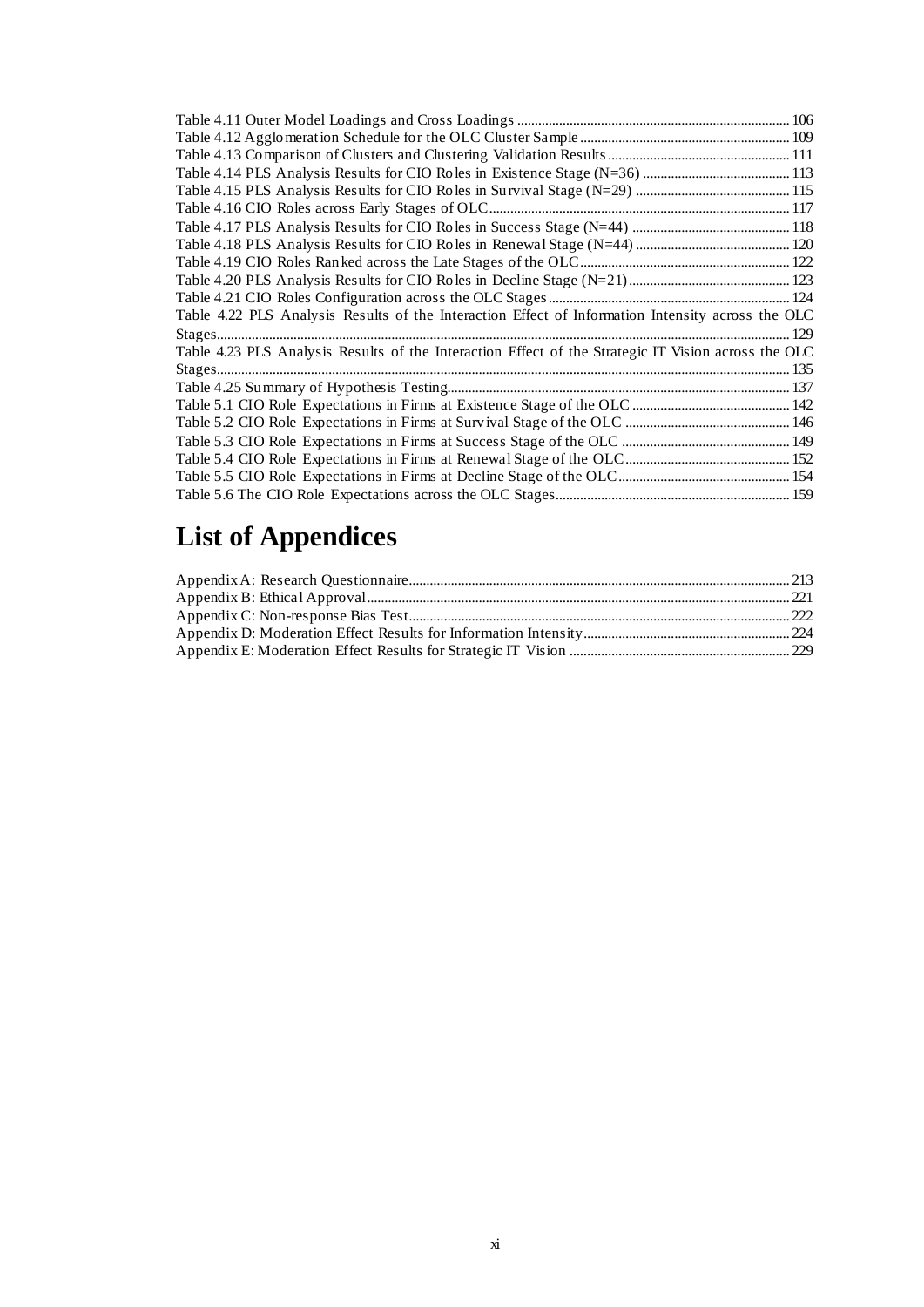Table 4.11 Outer Model Loadings and Cross Loadings ............................................................................. 106
Table 4.12 Agglomeration Schedule for the OLC Cluster Sample ........................................................... 109
Table 4.13 Comparison of Clusters and Clustering Validation Results ................................................... 111
Table 4.14 PLS Analysis Results for CIO Roles in Existence Stage (N=36) .......................................... 113
Table 4.15 PLS Analysis Results for CIO Roles in Survival Stage (N=29) ............................................ 115
Table 4.16 CIO Roles across Early Stages of OLC ..................................................................................... 117
Table 4.17 PLS Analysis Results for CIO Roles in Success Stage (N=44) ............................................. 118
Table 4.18 PLS Analysis Results for CIO Roles in Renewal Stage (N=44) ............................................ 120
Table 4.19 CIO Roles Ranked across the Late Stages of the OLC ............................................................ 122
Table 4.20 PLS Analysis Results for CIO Roles in Decline Stage (N=21) .............................................. 123
Table 4.21 CIO Roles Configuration across the OLC Stages ..................................................................... 124
Table 4.22 PLS Analysis Results of the Interaction Effect of Information Intensity across the OLC Stages ......................................................................................................................................................... 129
Table 4.23 PLS Analysis Results of the Interaction Effect of the Strategic IT Vision across the OLC Stages ......................................................................................................................................................... 135
Table 4.25 Summary of Hypothesis Testing ................................................................................................. 137
Table 5.1 CIO Role Expectations in Firms at Existence Stage of the OLC ............................................. 142
Table 5.2 CIO Role Expectations in Firms at Survival Stage of the OLC ............................................... 146
Table 5.3 CIO Role Expectations in Firms at Success Stage of the OLC ................................................ 149
Table 5.4 CIO Role Expectations in Firms at Renewal Stage of the OLC ............................................... 152
Table 5.5 CIO Role Expectations in Firms at Decline Stage of the OLC ................................................. 154
Table 5.6 The CIO Role Expectations across the OLC Stages ................................................................... 159

# List of Appendices

Appendix A: Research Questionnaire ............................................................................................................ 213
Appendix B: Ethical Approval ........................................................................................................................ 221
Appendix C: Non-response Bias Test ............................................................................................................ 222
Appendix D: Moderation Effect Results for Information Intensity .......................................................... 224
Appendix E: Moderation Effect Results for Strategic IT Vision ............................................................... 229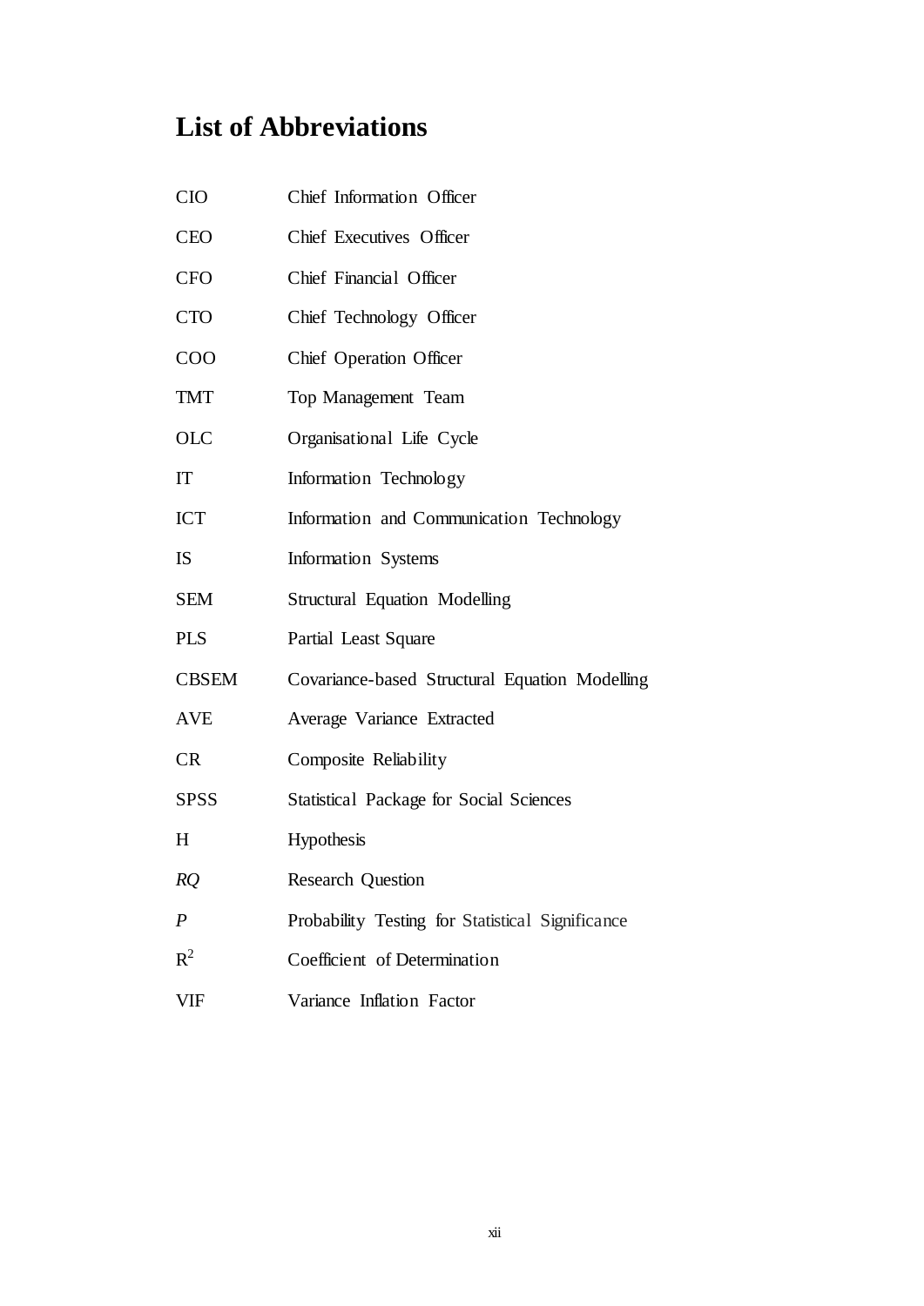# List of Abbreviations

| | |
|---|---|
| CIO | Chief Information Officer |
| CEO | Chief Executives Officer |
| CFO | Chief Financial Officer |
| CTO | Chief Technology Officer |
| COO | Chief Operation Officer |
| TMT | Top Management Team |
| OLC | Organisational Life Cycle |
| IT | Information Technology |
| ICT | Information and Communication Technology |
| IS | Information Systems |
| SEM | Structural Equation Modelling |
| PLS | Partial Least Square |
| CBSEM | Covariance-based Structural Equation Modelling |
| AVE | Average Variance Extracted |
| CR | Composite Reliability |
| SPSS | Statistical Package for Social Sciences |
| H | Hypothesis |
| *RQ* | Research Question |
| *P* | Probability Testing for Statistical Significance |
| $R^2$ | Coefficient of Determination |
| VIF | Variance Inflation Factor |